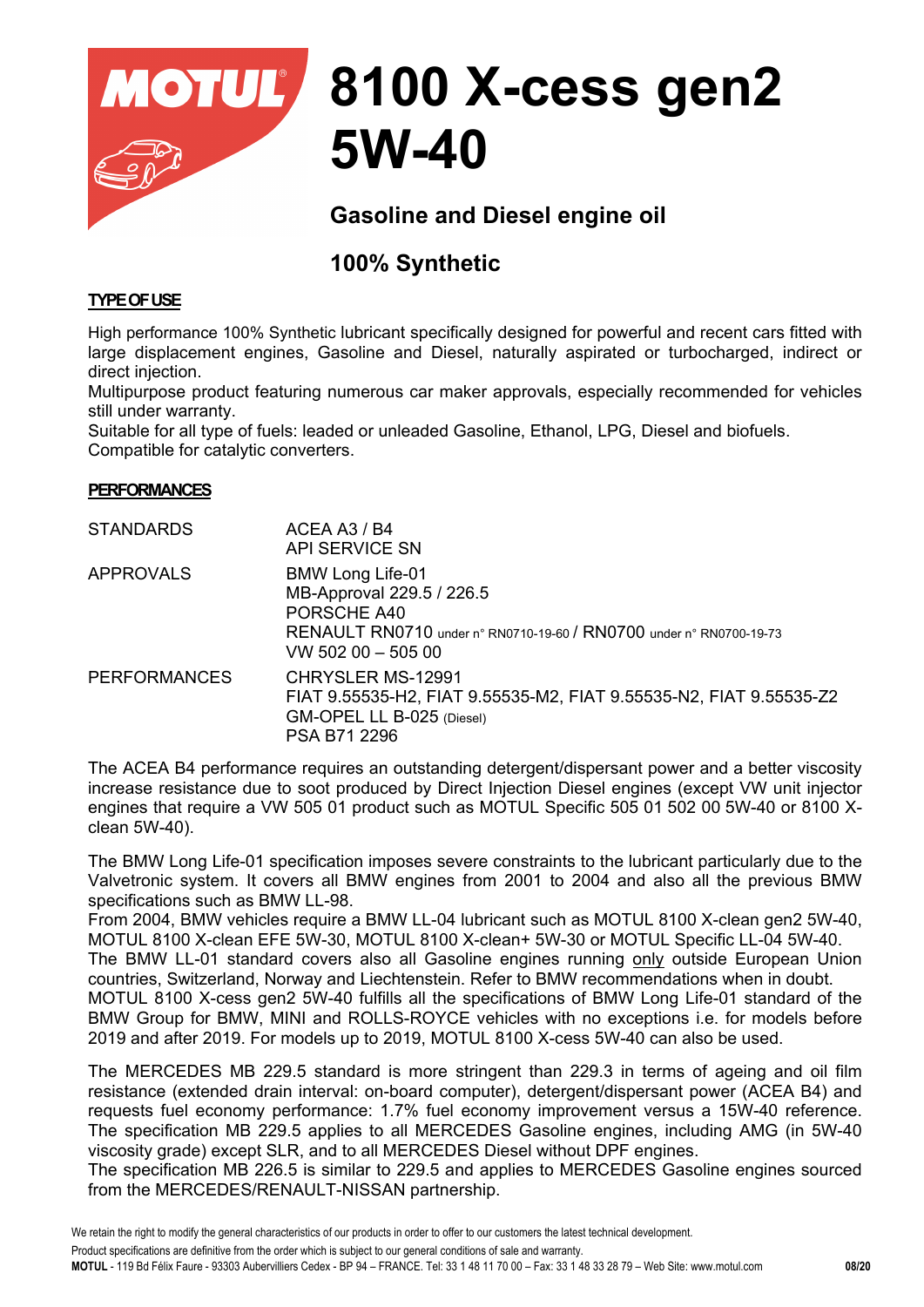# MOTUL 8100 X-cess gen2 5W-40

## Gasoline and Diesel engine oil

## 100% Synthetic

**TYPE OF USE**

High performance 100% Synthetic lubricant specifically designed for powerful and recent cars fitted with large displacement engines, Gasoline and Diesel, naturally aspirated or turbocharged, indirect or direct injection.
Multipurpose product featuring numerous car maker approvals, especially recommended for vehicles still under warranty.
Suitable for all type of fuels: leaded or unleaded Gasoline, Ethanol, LPG, Diesel and biofuels.
Compatible for catalytic converters.

**PERFORMANCES**

| | |
|---|---|
| STANDARDS | ACEA A3 / B4<br>API SERVICE SN |
| APPROVALS | BMW Long Life-01<br>MB-Approval 229.5 / 226.5<br>PORSCHE A40<br>RENAULT RN0710 under n° RN0710-19-60 / RN0700 under n° RN0700-19-73<br>VW 502 00 – 505 00 |
| PERFORMANCES | CHRYSLER MS-12991<br>FIAT 9.55535-H2, FIAT 9.55535-M2, FIAT 9.55535-N2, FIAT 9.55535-Z2<br>GM-OPEL LL B-025 (Diesel)<br>PSA B71 2296 |

The ACEA B4 performance requires an outstanding detergent/dispersant power and a better viscosity increase resistance due to soot produced by Direct Injection Diesel engines (except VW unit injector engines that require a VW 505 01 product such as MOTUL Specific 505 01 502 00 5W-40 or 8100 X-clean 5W-40).

The BMW Long Life-01 specification imposes severe constraints to the lubricant particularly due to the Valvetronic system. It covers all BMW engines from 2001 to 2004 and also all the previous BMW specifications such as BMW LL-98.
From 2004, BMW vehicles require a BMW LL-04 lubricant such as MOTUL 8100 X-clean gen2 5W-40, MOTUL 8100 X-clean EFE 5W-30, MOTUL 8100 X-clean+ 5W-30 or MOTUL Specific LL-04 5W-40.
The BMW LL-01 standard covers also all Gasoline engines running only outside European Union countries, Switzerland, Norway and Liechtenstein. Refer to BMW recommendations when in doubt.
MOTUL 8100 X-cess gen2 5W-40 fulfills all the specifications of BMW Long Life-01 standard of the BMW Group for BMW, MINI and ROLLS-ROYCE vehicles with no exceptions i.e. for models before 2019 and after 2019. For models up to 2019, MOTUL 8100 X-cess 5W-40 can also be used.

The MERCEDES MB 229.5 standard is more stringent than 229.3 in terms of ageing and oil film resistance (extended drain interval: on-board computer), detergent/dispersant power (ACEA B4) and requests fuel economy performance: 1.7% fuel economy improvement versus a 15W-40 reference. The specification MB 229.5 applies to all MERCEDES Gasoline engines, including AMG (in 5W-40 viscosity grade) except SLR, and to all MERCEDES Diesel without DPF engines.
The specification MB 226.5 is similar to 229.5 and applies to MERCEDES Gasoline engines sourced from the MERCEDES/RENAULT-NISSAN partnership.

We retain the right to modify the general characteristics of our products in order to offer to our customers the latest technical development.
Product specifications are definitive from the order which is subject to our general conditions of sale and warranty.
**MOTUL** - 119 Bd Félix Faure - 93303 Aubervilliers Cedex - BP 94 – FRANCE. Tel: 33 1 48 11 70 00 – Fax: 33 1 48 33 28 79 – Web Site: www.motul.com **08/20**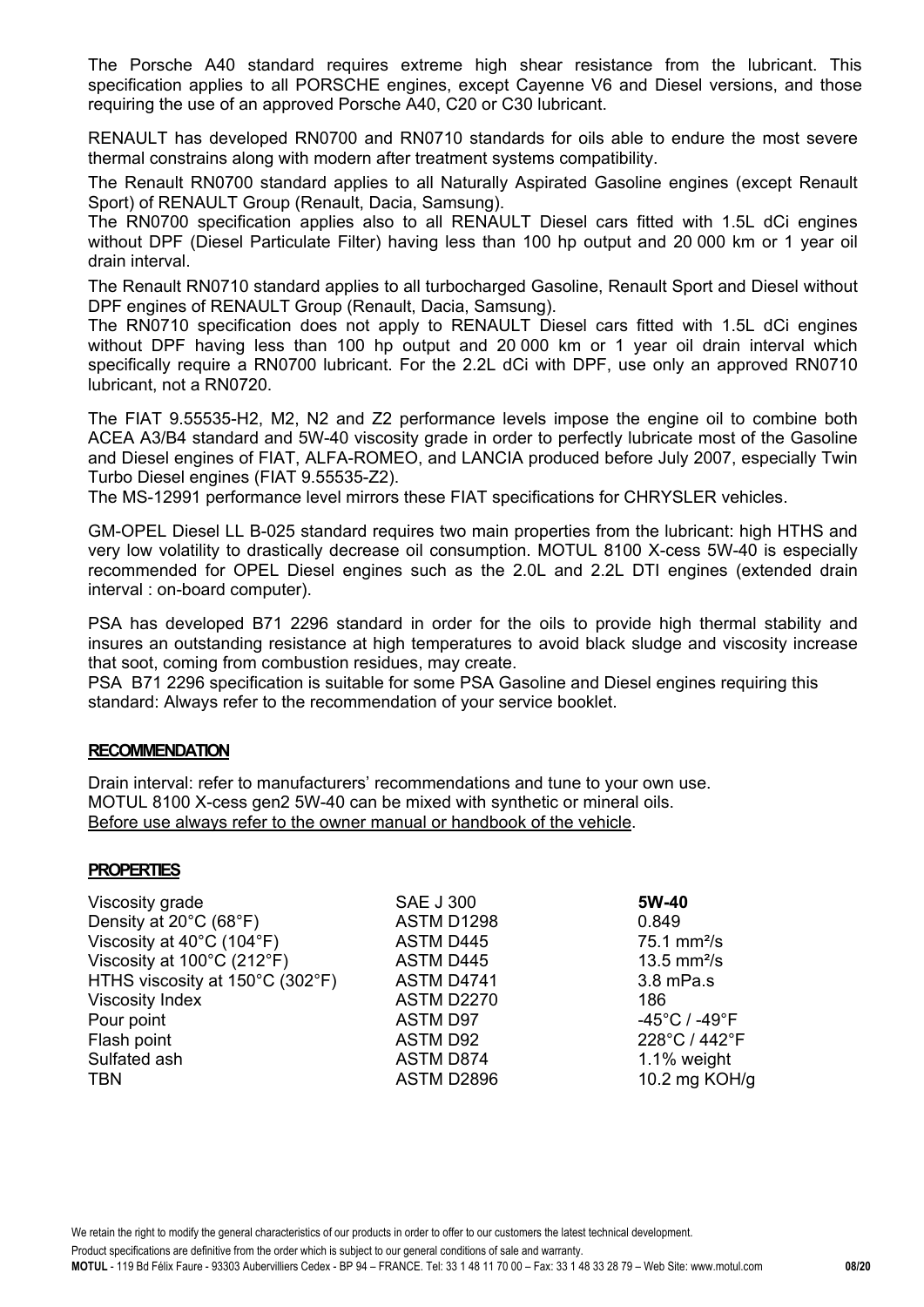The Porsche A40 standard requires extreme high shear resistance from the lubricant. This specification applies to all PORSCHE engines, except Cayenne V6 and Diesel versions, and those requiring the use of an approved Porsche A40, C20 or C30 lubricant.

RENAULT has developed RN0700 and RN0710 standards for oils able to endure the most severe thermal constrains along with modern after treatment systems compatibility.

The Renault RN0700 standard applies to all Naturally Aspirated Gasoline engines (except Renault Sport) of RENAULT Group (Renault, Dacia, Samsung).
The RN0700 specification applies also to all RENAULT Diesel cars fitted with 1.5L dCi engines without DPF (Diesel Particulate Filter) having less than 100 hp output and 20 000 km or 1 year oil drain interval.

The Renault RN0710 standard applies to all turbocharged Gasoline, Renault Sport and Diesel without DPF engines of RENAULT Group (Renault, Dacia, Samsung).
The RN0710 specification does not apply to RENAULT Diesel cars fitted with 1.5L dCi engines without DPF having less than 100 hp output and 20 000 km or 1 year oil drain interval which specifically require a RN0700 lubricant. For the 2.2L dCi with DPF, use only an approved RN0710 lubricant, not a RN0720.

The FIAT 9.55535-H2, M2, N2 and Z2 performance levels impose the engine oil to combine both ACEA A3/B4 standard and 5W-40 viscosity grade in order to perfectly lubricate most of the Gasoline and Diesel engines of FIAT, ALFA-ROMEO, and LANCIA produced before July 2007, especially Twin Turbo Diesel engines (FIAT 9.55535-Z2).
The MS-12991 performance level mirrors these FIAT specifications for CHRYSLER vehicles.

GM-OPEL Diesel LL B-025 standard requires two main properties from the lubricant: high HTHS and very low volatility to drastically decrease oil consumption. MOTUL 8100 X-cess 5W-40 is especially recommended for OPEL Diesel engines such as the 2.0L and 2.2L DTI engines (extended drain interval : on-board computer).

PSA has developed B71 2296 standard in order for the oils to provide high thermal stability and insures an outstanding resistance at high temperatures to avoid black sludge and viscosity increase that soot, coming from combustion residues, may create.
PSA B71 2296 specification is suitable for some PSA Gasoline and Diesel engines requiring this standard: Always refer to the recommendation of your service booklet.

## RECOMMENDATION

Drain interval: refer to manufacturers' recommendations and tune to your own use.
MOTUL 8100 X-cess gen2 5W-40 can be mixed with synthetic or mineral oils.
Before use always refer to the owner manual or handbook of the vehicle.

## PROPERTIES

| | | |
|---|---|---|
| Viscosity grade | SAE J 300 | **5W-40** |
| Density at 20°C (68°F) | ASTM D1298 | 0.849 |
| Viscosity at 40°C (104°F) | ASTM D445 | 75.1 mm²/s |
| Viscosity at 100°C (212°F) | ASTM D445 | 13.5 mm²/s |
| HTHS viscosity at 150°C (302°F) | ASTM D4741 | 3.8 mPa.s |
| Viscosity Index | ASTM D2270 | 186 |
| Pour point | ASTM D97 | -45°C / -49°F |
| Flash point | ASTM D92 | 228°C / 442°F |
| Sulfated ash | ASTM D874 | 1.1% weight |
| TBN | ASTM D2896 | 10.2 mg KOH/g |

We retain the right to modify the general characteristics of our products in order to offer to our customers the latest technical development.
Product specifications are definitive from the order which is subject to our general conditions of sale and warranty.
**MOTUL** - 119 Bd Félix Faure - 93303 Aubervilliers Cedex - BP 94 – FRANCE. Tel: 33 1 48 11 70 00 – Fax: 33 1 48 33 28 79 – Web Site: www.motul.com